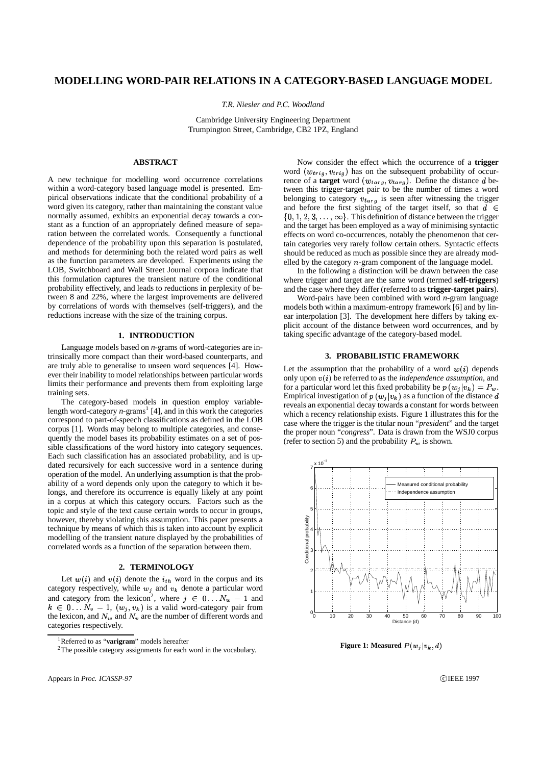# MODELLING WORD-PAIR RELATIONS IN A CATEGORY-BASED LANGUAGE MODEL

*T.R. Niesler and P.C. Woodland*

Cambridge University Engineering Department
Trumpington Street, Cambridge, CB2 1PZ, England

## ABSTRACT

A new technique for modelling word occurrence correlations within a word-category based language model is presented. Empirical observations indicate that the conditional probability of a word given its category, rather than maintaining the constant value normally assumed, exhibits an exponential decay towards a constant as a function of an appropriately defined measure of separation between the correlated words. Consequently a functional dependence of the probability upon this separation is postulated, and methods for determining both the related word pairs as well as the function parameters are developed. Experiments using the LOB, Switchboard and Wall Street Journal corpora indicate that this formulation captures the transient nature of the conditional probability effectively, and leads to reductions in perplexity of between 8 and 22%, where the largest improvements are delivered by correlations of words with themselves (self-triggers), and the reductions increase with the size of the training corpus.

## 1. INTRODUCTION

Language models based on *n*-grams of word-categories are intrinsically more compact than their word-based counterparts, and are truly able to generalise to unseen word sequences [4]. However their inability to model relationships between particular words limits their performance and prevents them from exploiting large training sets.

The category-based models in question employ variable-length word-category *n*-grams[1] [4], and in this work the categories correspond to part-of-speech classifications as defined in the LOB corpus [1]. Words may belong to multiple categories, and consequently the model bases its probability estimates on a set of possible classifications of the word history into category sequences. Each such classification has an associated probability, and is updated recursively for each successive word in a sentence during operation of the model. An underlying assumption is that the probability of a word depends only upon the category to which it belongs, and therefore its occurrence is equally likely at any point in a corpus at which this category occurs. Factors such as the topic and style of the text cause certain words to occur in groups, however, thereby violating this assumption. This paper presents a technique by means of which this is taken into account by explicit modelling of the transient nature displayed by the probabilities of correlated words as a function of the separation between them.

## 2. TERMINOLOGY

Let $w(i)$ and $v(i)$ denote the $i_{th}$ word in the corpus and its category respectively, while $w_j$ and $v_k$ denote a particular word and category from the lexicon[2], where $j \in 0 \ldots N_w - 1$ and $k \in 0 \ldots N_v - 1$, $(w_j, v_k)$ is a valid word-category pair from the lexicon, and $N_w$ and $N_v$ are the number of different words and categories respectively.

Now consider the effect which the occurrence of a **trigger** word $(w_{trig}, v_{trig})$ has on the subsequent probability of occurrence of a **target** word $(w_{targ}, v_{targ})$. Define the distance $d$ between this trigger-target pair to be the number of times a word belonging to category $v_{targ}$ is seen after witnessing the trigger and before the first sighting of the target itself, so that $d \in \{0, 1, 2, 3, \ldots, \infty\}$. This definition of distance between the trigger and the target has been employed as a way of minimising syntactic effects on word co-occurrences, notably the phenomenon that certain categories very rarely follow certain others. Syntactic effects should be reduced as much as possible since they are already modelled by the category $n$-gram component of the language model.

In the following a distinction will be drawn between the case where trigger and target are the same word (termed **self-triggers**) and the case where they differ (referred to as **trigger-target pairs**).

Word-pairs have been combined with word *n*-gram language models both within a maximum-entropy framework [6] and by linear interpolation [3]. The development here differs by taking explicit account of the distance between word occurrences, and by taking specific advantage of the category-based model.

## 3. PROBABILISTIC FRAMEWORK

Let the assumption that the probability of a word $w(i)$ depends only upon $v(i)$ be referred to as the *independence assumption*, and for a particular word let this fixed probability be $p(w_j|v_k) = P_w$. Empirical investigation of $p(w_j|v_k)$ as a function of the distance $d$ reveals an exponential decay towards a constant for words between which a recency relationship exists. Figure 1 illustrates this for the case where the trigger is the titular noun "*president*" and the target the proper noun "*congress*". Data is drawn from the WSJ0 corpus (refer to section 5) and the probability $P_w$ is shown.

**Figure 1: Measured $P(w_j|v_k, d)$**

[1] Referred to as "**varigram**" models hereafter

[2] The possible category assignments for each word in the vocabulary.

Appears in *Proc. ICASSP-97* ©IEEE 1997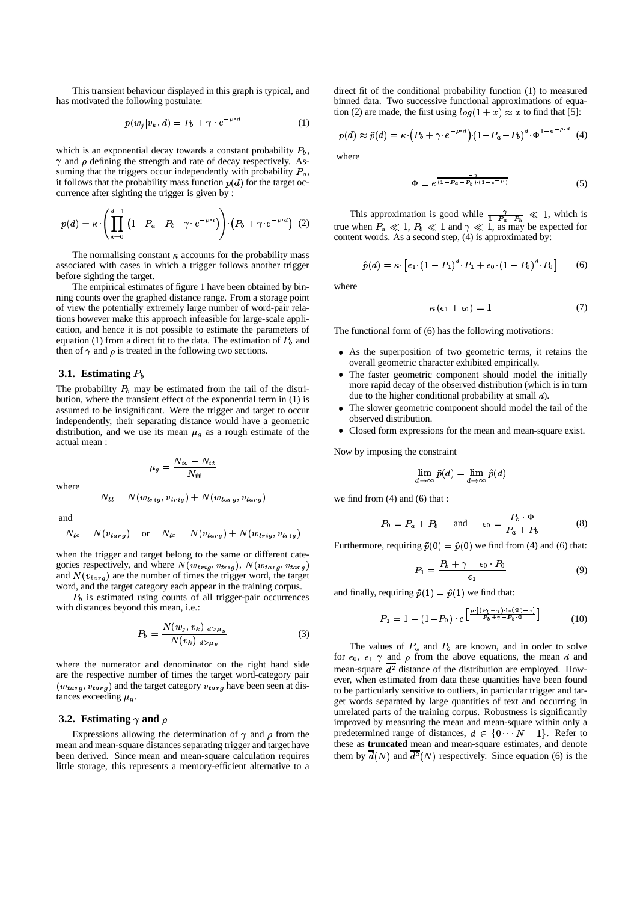This transient behaviour displayed in this graph is typical, and has motivated the following postulate:

$$p(w_j|v_k, d) = P_b + \gamma \cdot e^{-\rho \cdot d} \tag{1}$$

which is an exponential decay towards a constant probability $P_b$, $\gamma$ and $\rho$ defining the strength and rate of decay respectively. Assuming that the triggers occur independently with probability $P_a$, it follows that the probability mass function $p(d)$ for the target occurrence after sighting the trigger is given by :

$$p(d) = \kappa \cdot \left( \prod_{i=0}^{d-1} \left(1 - P_a - P_b - \gamma \cdot e^{-\rho \cdot i}\right) \right) \cdot \left(P_b + \gamma \cdot e^{-\rho \cdot d}\right) \tag{2}$$

The normalising constant $\kappa$ accounts for the probability mass associated with cases in which a trigger follows another trigger before sighting the target.

The empirical estimates of figure 1 have been obtained by binning counts over the graphed distance range. From a storage point of view the potentially extremely large number of word-pair relations however make this approach infeasible for large-scale application, and hence it is not possible to estimate the parameters of equation (1) from a direct fit to the data. The estimation of $P_b$ and then of $\gamma$ and $\rho$ is treated in the following two sections.

### 3.1. Estimating $P_b$

The probability $P_b$ may be estimated from the tail of the distribution, where the transient effect of the exponential term in (1) is assumed to be insignificant. Were the trigger and target to occur independently, their separating distance would have a geometric distribution, and we use its mean $\mu_g$ as a rough estimate of the actual mean :

$$\mu_g = \frac{N_{tc} - N_{tt}}{N_{tt}}$$

where

$$N_{tt} = N(w_{trig}, v_{trig}) + N(w_{targ}, v_{targ})$$

and

$$N_{tc} = N(v_{targ}) \quad \text{or} \quad N_{tc} = N(v_{targ}) + N(w_{trig}, v_{trig})$$

when the trigger and target belong to the same or different categories respectively, and where $N(w_{trig}, v_{trig})$, $N(w_{targ}, v_{targ})$ and $N(v_{targ})$ are the number of times the trigger word, the target word, and the target category each appear in the training corpus.

$P_b$ is estimated using counts of all trigger-pair occurrences with distances beyond this mean, i.e.:

$$P_b = \frac{N(w_j, v_k)|_{d>\mu_g}}{N(v_k)|_{d>\mu_g}} \tag{3}$$

where the numerator and denominator on the right hand side are the respective number of times the target word-category pair $(w_{targ}, v_{targ})$ and the target category $v_{targ}$ have been seen at distances exceeding $\mu_g$.

### 3.2. Estimating $\gamma$ and $\rho$

Expressions allowing the determination of $\gamma$ and $\rho$ from the mean and mean-square distances separating trigger and target have been derived. Since mean and mean-square calculation requires little storage, this represents a memory-efficient alternative to a direct fit of the conditional probability function (1) to measured binned data. Two successive functional approximations of equation (2) are made, the first using $log(1+x) \approx x$ to find that [5]:

$$p(d) \approx \tilde{p}(d) = \kappa \cdot \left(P_b + \gamma \cdot e^{-\rho \cdot d}\right) \cdot \left(1 - P_a - P_b\right)^d \cdot \Phi^{1 - e^{-\rho \cdot d}} \tag{4}$$

where

$$\Phi = e^{\frac{-\gamma}{(1 - P_a - P_b) \cdot (1 - e^{-\rho})}} \tag{5}$$

This approximation is good while $\frac{\gamma}{1 - P_a - P_b} \ll 1$, which is true when $P_a \ll 1$, $P_b \ll 1$ and $\gamma \ll 1$, as may be expected for content words. As a second step, (4) is approximated by:

$$\hat{p}(d) = \kappa \cdot \left[\epsilon_1 \cdot (1 - P_1)^d \cdot P_1 + \epsilon_0 \cdot (1 - P_0)^d \cdot P_0\right] \tag{6}$$

where

$$\kappa \left(\epsilon_1 + \epsilon_0\right) = 1 \tag{7}$$

The functional form of (6) has the following motivations:

- As the superposition of two geometric terms, it retains the overall geometric character exhibited empirically.
- The faster geometric component should model the initially more rapid decay of the observed distribution (which is in turn due to the higher conditional probability at small $d$).
- The slower geometric component should model the tail of the observed distribution.
- Closed form expressions for the mean and mean-square exist.

Now by imposing the constraint

$$\lim_{d \to \infty} \tilde{p}(d) = \lim_{d \to \infty} \hat{p}(d)$$

we find from (4) and (6) that :

$$P_0 = P_a + P_b \quad \text{and} \quad \epsilon_0 = \frac{P_b \cdot \Phi}{P_a + P_b} \tag{8}$$

Furthermore, requiring $\tilde{p}(0) = \hat{p}(0)$ we find from (4) and (6) that:

$$P_1 = \frac{P_b + \gamma - \epsilon_0 \cdot P_0}{\epsilon_1} \tag{9}$$

and finally, requiring $\tilde{p}(1) = \hat{p}(1)$ we find that:

$$P_1 = 1 - (1 - P_0) \cdot e^{\left[\frac{\rho \cdot [(P_b + \gamma) \cdot \ln(\Phi) - \gamma]}{P_b + \gamma - P_b \cdot \Phi}\right]} \tag{10}$$

The values of $P_a$ and $P_b$ are known, and in order to solve for $\epsilon_0$, $\epsilon_1$ $\gamma$ and $\rho$ from the above equations, the mean $\overline{d}$ and mean-square $\overline{d^2}$ distance of the distribution are employed. However, when estimated from data these quantities have been found to be particularly sensitive to outliers, in particular trigger and target words separated by large quantities of text and occurring in unrelated parts of the training corpus. Robustness is significantly improved by measuring the mean and mean-square within only a predetermined range of distances, $d \in \{0 \cdots N-1\}$. Refer to these as **truncated** mean and mean-square estimates, and denote them by $\overline{d}(N)$ and $\overline{d^2}(N)$ respectively. Since equation (6) is the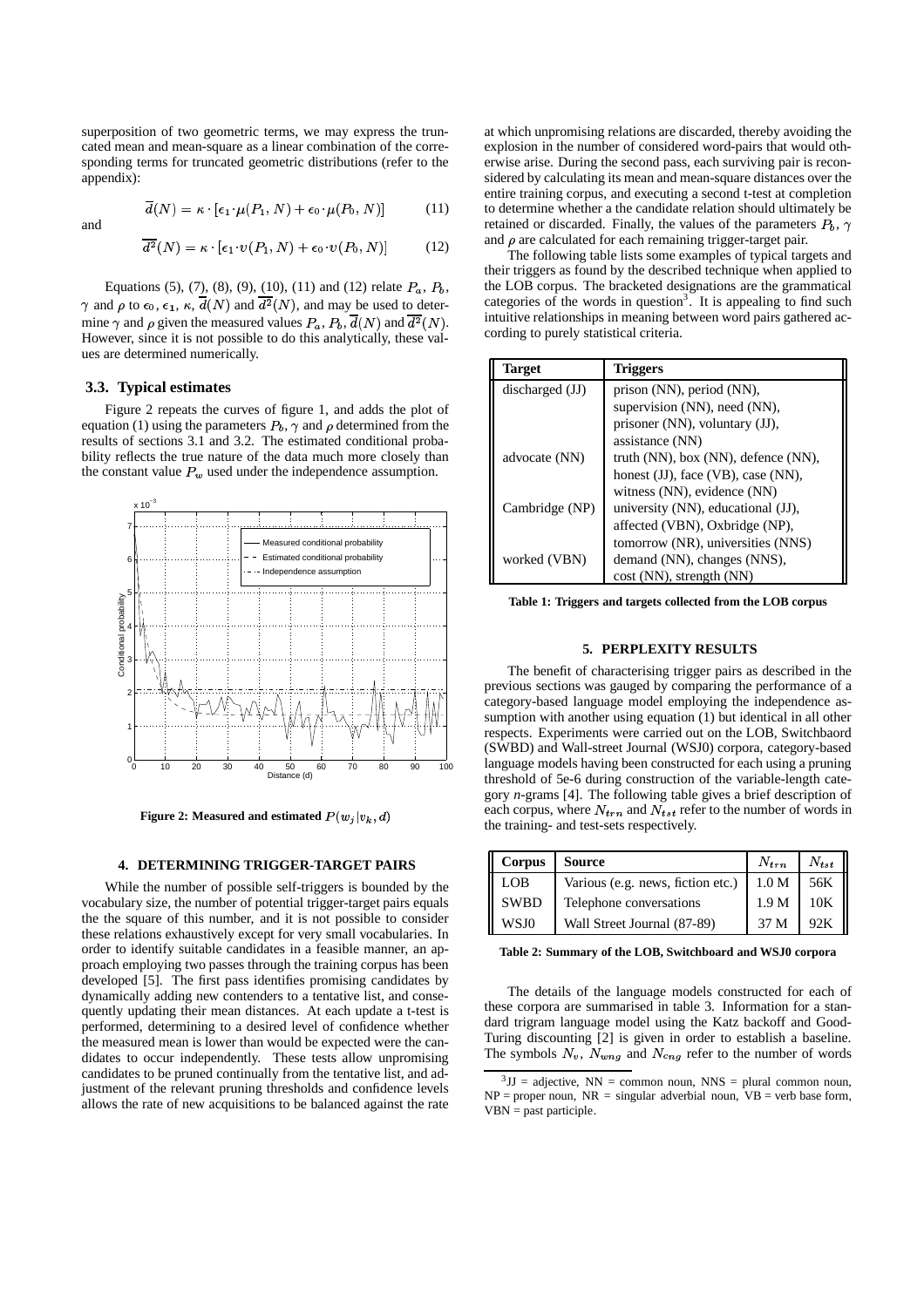superposition of two geometric terms, we may express the truncated mean and mean-square as a linear combination of the corresponding terms for truncated geometric distributions (refer to the appendix):

$$\overline{d}(N) = \kappa \cdot [\epsilon_1 \cdot \mu(P_1, N) + \epsilon_0 \cdot \mu(P_0, N)] \quad (11)$$

and

$$\overline{d^2}(N) = \kappa \cdot [\epsilon_1 \cdot \upsilon(P_1, N) + \epsilon_0 \cdot \upsilon(P_0, N)] \quad (12)$$

Equations (5), (7), (8), (9), (10), (11) and (12) relate $P_a$, $P_b$, $\gamma$ and $\rho$ to $\epsilon_0$, $\epsilon_1$, $\kappa$, $\overline{d}(N)$ and $\overline{d^2}(N)$, and may be used to determine $\gamma$ and $\rho$ given the measured values $P_a$, $P_b$, $\overline{d}(N)$ and $\overline{d^2}(N)$. However, since it is not possible to do this analytically, these values are determined numerically.

### 3.3. Typical estimates

Figure 2 repeats the curves of figure 1, and adds the plot of equation (1) using the parameters $P_b$, $\gamma$ and $\rho$ determined from the results of sections 3.1 and 3.2. The estimated conditional probability reflects the true nature of the data much more closely than the constant value $P_w$ used under the independence assumption.

**Figure 2: Measured and estimated $P(w_j|v_k, d)$**

## 4. DETERMINING TRIGGER-TARGET PAIRS

While the number of possible self-triggers is bounded by the vocabulary size, the number of potential trigger-target pairs equals the the square of this number, and it is not possible to consider these relations exhaustively except for very small vocabularies. In order to identify suitable candidates in a feasible manner, an approach employing two passes through the training corpus has been developed [5]. The first pass identifies promising candidates by dynamically adding new contenders to a tentative list, and consequently updating their mean distances. At each update a t-test is performed, determining to a desired level of confidence whether the measured mean is lower than would be expected were the candidates to occur independently. These tests allow unpromising candidates to be pruned continually from the tentative list, and adjustment of the relevant pruning thresholds and confidence levels allows the rate of new acquisitions to be balanced against the rate at which unpromising relations are discarded, thereby avoiding the explosion in the number of considered word-pairs that would otherwise arise. During the second pass, each surviving pair is reconsidered by calculating its mean and mean-square distances over the entire training corpus, and executing a second t-test at completion to determine whether a the candidate relation should ultimately be retained or discarded. Finally, the values of the parameters $P_b$, $\gamma$ and $\rho$ are calculated for each remaining trigger-target pair.

The following table lists some examples of typical targets and their triggers as found by the described technique when applied to the LOB corpus. The bracketed designations are the grammatical categories of the words in question[3]. It is appealing to find such intuitive relationships in meaning between word pairs gathered according to purely statistical criteria.

| Target | Triggers |
|---|---|
| discharged (JJ) | prison (NN), period (NN), supervision (NN), need (NN), prisoner (NN), voluntary (JJ), assistance (NN) |
| advocate (NN) | truth (NN), box (NN), defence (NN), honest (JJ), face (VB), case (NN), witness (NN), evidence (NN) |
| Cambridge (NP) | university (NN), educational (JJ), affected (VBN), Oxbridge (NP), tomorrow (NR), universities (NNS) |
| worked (VBN) | demand (NN), changes (NNS), cost (NN), strength (NN) |

**Table 1: Triggers and targets collected from the LOB corpus**

## 5. PERPLEXITY RESULTS

The benefit of characterising trigger pairs as described in the previous sections was gauged by comparing the performance of a category-based language model employing the independence assumption with another using equation (1) but identical in all other respects. Experiments were carried out on the LOB, Switchbaord (SWBD) and Wall-street Journal (WSJ0) corpora, category-based language models having been constructed for each using a pruning threshold of 5e-6 during construction of the variable-length category *n*-grams [4]. The following table gives a brief description of each corpus, where $N_{trn}$ and $N_{tst}$ refer to the number of words in the training- and test-sets respectively.

| Corpus | Source | $N_{trn}$ | $N_{tst}$ |
|---|---|---|---|
| LOB | Various (e.g. news, fiction etc.) | 1.0 M | 56K |
| SWBD | Telephone conversations | 1.9 M | 10K |
| WSJ0 | Wall Street Journal (87-89) | 37 M | 92K |

**Table 2: Summary of the LOB, Switchboard and WSJ0 corpora**

The details of the language models constructed for each of these corpora are summarised in table 3. Information for a standard trigram language model using the Katz backoff and Good-Turing discounting [2] is given in order to establish a baseline. The symbols $N_v$, $N_{wng}$ and $N_{cng}$ refer to the number of words

[3] JJ = adjective, NN = common noun, NNS = plural common noun, NP = proper noun, NR = singular adverbial noun, VB = verb base form, VBN = past participle.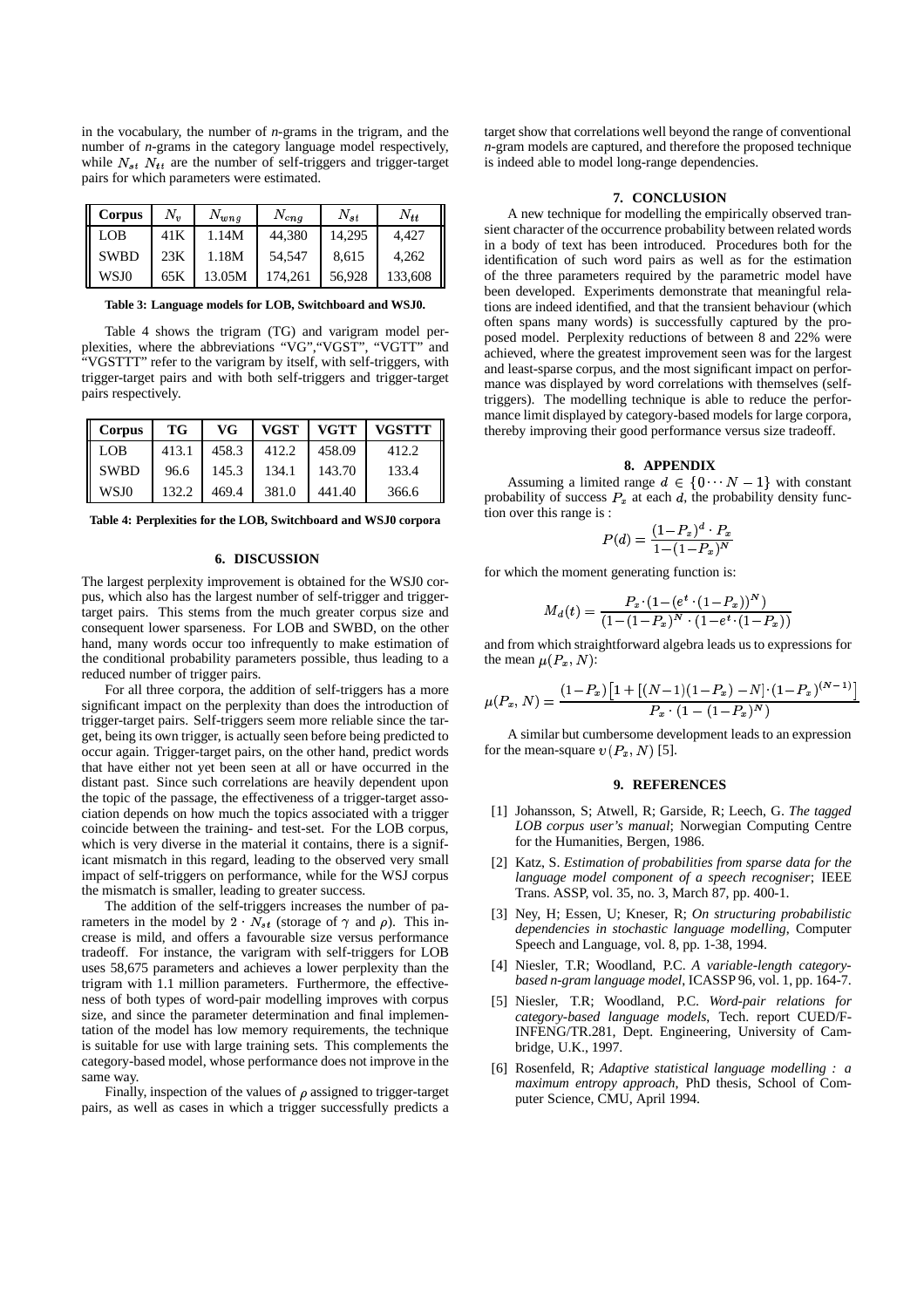in the vocabulary, the number of *n*-grams in the trigram, and the number of *n*-grams in the category language model respectively, while $N_{st}$ $N_{tt}$ are the number of self-triggers and trigger-target pairs for which parameters were estimated.

| Corpus | $N_v$ | $N_{wng}$ | $N_{cng}$ | $N_{st}$ | $N_{tt}$ |
|---|---|---|---|---|---|
| LOB | 41K | 1.14M | 44,380 | 14,295 | 4,427 |
| SWBD | 23K | 1.18M | 54,547 | 8,615 | 4,262 |
| WSJ0 | 65K | 13.05M | 174,261 | 56,928 | 133,608 |

**Table 3: Language models for LOB, Switchboard and WSJ0.**

Table 4 shows the trigram (TG) and varigram model perplexities, where the abbreviations "VG","VGST", "VGTT" and "VGSTTT" refer to the varigram by itself, with self-triggers, with trigger-target pairs and with both self-triggers and trigger-target pairs respectively.

| Corpus | TG | VG | VGST | VGTT | VGSTTT |
|---|---|---|---|---|---|
| LOB | 413.1 | 458.3 | 412.2 | 458.09 | 412.2 |
| SWBD | 96.6 | 145.3 | 134.1 | 143.70 | 133.4 |
| WSJ0 | 132.2 | 469.4 | 381.0 | 441.40 | 366.6 |

**Table 4: Perplexities for the LOB, Switchboard and WSJ0 corpora**

## 6. DISCUSSION

The largest perplexity improvement is obtained for the WSJ0 corpus, which also has the largest number of self-trigger and trigger-target pairs. This stems from the much greater corpus size and consequent lower sparseness. For LOB and SWBD, on the other hand, many words occur too infrequently to make estimation of the conditional probability parameters possible, thus leading to a reduced number of trigger pairs.

For all three corpora, the addition of self-triggers has a more significant impact on the perplexity than does the introduction of trigger-target pairs. Self-triggers seem more reliable since the target, being its own trigger, is actually seen before being predicted to occur again. Trigger-target pairs, on the other hand, predict words that have either not yet been seen at all or have occurred in the distant past. Since such correlations are heavily dependent upon the topic of the passage, the effectiveness of a trigger-target association depends on how much the topics associated with a trigger coincide between the training- and test-set. For the LOB corpus, which is very diverse in the material it contains, there is a significant mismatch in this regard, leading to the observed very small impact of self-triggers on performance, while for the WSJ corpus the mismatch is smaller, leading to greater success.

The addition of the self-triggers increases the number of parameters in the model by $2 \cdot N_{st}$ (storage of $\gamma$ and $\rho$). This increase is mild, and offers a favourable size versus performance tradeoff. For instance, the varigram with self-triggers for LOB uses 58,675 parameters and achieves a lower perplexity than the trigram with 1.1 million parameters. Furthermore, the effectiveness of both types of word-pair modelling improves with corpus size, and since the parameter determination and final implementation of the model has low memory requirements, the technique is suitable for use with large training sets. This complements the category-based model, whose performance does not improve in the same way.

Finally, inspection of the values of $\rho$ assigned to trigger-target pairs, as well as cases in which a trigger successfully predicts a target show that correlations well beyond the range of conventional *n*-gram models are captured, and therefore the proposed technique is indeed able to model long-range dependencies.

## 7. CONCLUSION

A new technique for modelling the empirically observed transient character of the occurrence probability between related words in a body of text has been introduced. Procedures both for the identification of such word pairs as well as for the estimation of the three parameters required by the parametric model have been developed. Experiments demonstrate that meaningful relations are indeed identified, and that the transient behaviour (which often spans many words) is successfully captured by the proposed model. Perplexity reductions of between 8 and 22% were achieved, where the greatest improvement seen was for the largest and least-sparse corpus, and the most significant impact on performance was displayed by word correlations with themselves (self-triggers). The modelling technique is able to reduce the performance limit displayed by category-based models for large corpora, thereby improving their good performance versus size tradeoff.

## 8. APPENDIX

Assuming a limited range $d \in \{0 \cdots N-1\}$ with constant probability of success $P_x$ at each $d$, the probability density function over this range is :

$$P(d) = \frac{(1-P_x)^d \cdot P_x}{1-(1-P_x)^N}$$

for which the moment generating function is:

$$M_d(t) = \frac{P_x \cdot (1-(e^t \cdot (1-P_x))^N)}{(1-(1-P_x)^N \cdot (1-e^t \cdot (1-P_x))}$$

and from which straightforward algebra leads us to expressions for the mean $\mu(P_x, N)$:

$$\mu(P_x, N) = \frac{(1-P_x)\left[1+[(N-1)(1-P_x)-N]\cdot(1-P_x)^{(N-1)}\right]}{P_x \cdot (1-(1-P_x)^N)}$$

A similar but cumbersome development leads to an expression for the mean-square $v(P_x, N)$ [5].

## 9. REFERENCES

[1] Johansson, S; Atwell, R; Garside, R; Leech, G. *The tagged LOB corpus user's manual*; Norwegian Computing Centre for the Humanities, Bergen, 1986.

[2] Katz, S. *Estimation of probabilities from sparse data for the language model component of a speech recogniser*; IEEE Trans. ASSP, vol. 35, no. 3, March 87, pp. 400-1.

[3] Ney, H; Essen, U; Kneser, R; *On structuring probabilistic dependencies in stochastic language modelling*, Computer Speech and Language, vol. 8, pp. 1-38, 1994.

[4] Niesler, T.R; Woodland, P.C. *A variable-length category-based n-gram language model*, ICASSP 96, vol. 1, pp. 164-7.

[5] Niesler, T.R; Woodland, P.C. *Word-pair relations for category-based language models*, Tech. report CUED/F-INFENG/TR.281, Dept. Engineering, University of Cambridge, U.K., 1997.

[6] Rosenfeld, R; *Adaptive statistical language modelling : a maximum entropy approach*, PhD thesis, School of Computer Science, CMU, April 1994.